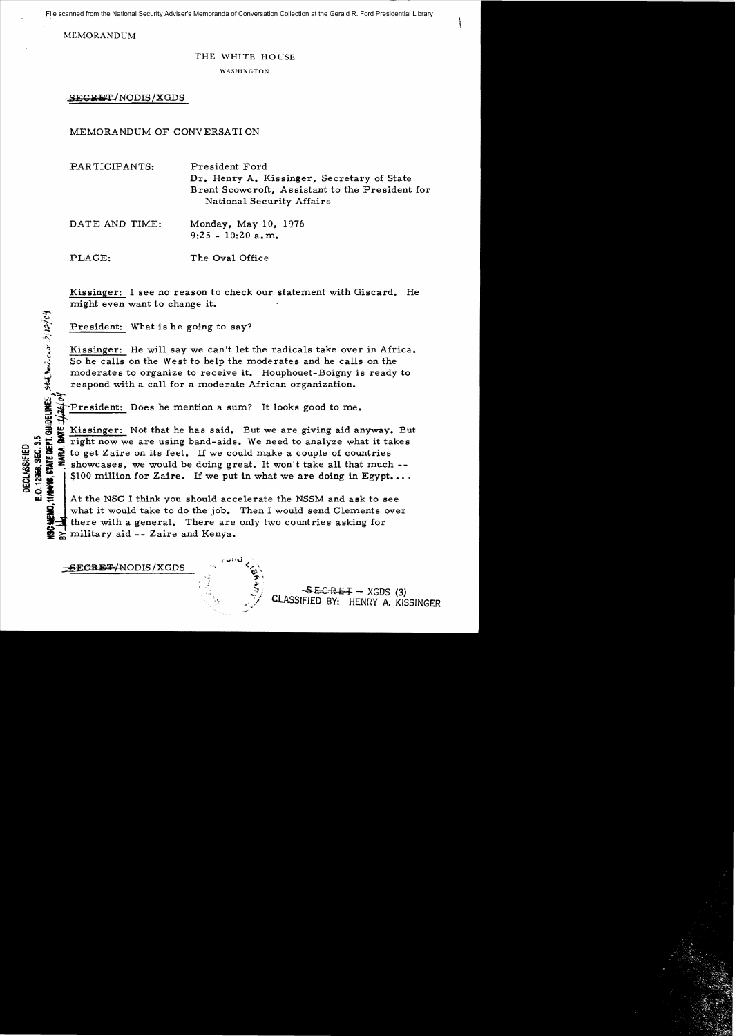File scanned from the National Security Adviser's Memoranda of Conversation Collection at the Gerald R. Ford Presidential Library

MEMORANDUM

THE WHITE HOUSE

WASHINGTON

~~SECRET~~/NODIS/XGDS

MEMORANDUM OF CONVERSATION

PARTICIPANTS: President Ford
Dr. Henry A. Kissinger, Secretary of State
Brent Scowcroft, Assistant to the President for National Security Affairs

DATE AND TIME: Monday, May 10, 1976
9:25 - 10:20 a.m.

PLACE: The Oval Office

DECLASSIFIED
E.O. 12958, SEC. 3.5
NSC MEMO, 11/24/98, STATE DEPT. GUIDELINES
BY ___, NARA. DATE ___

Kissinger: I see no reason to check our statement with Giscard. He might even want to change it.

President: What is he going to say?

Kissinger: He will say we can't let the radicals take over in Africa. So he calls on the West to help the moderates and he calls on the moderates to organize to receive it. Houphouet-Boigny is ready to respond with a call for a moderate African organization.

President: Does he mention a sum? It looks good to me.

Kissinger: Not that he has said. But we are giving aid anyway. But right now we are using band-aids. We need to analyze what it takes to get Zaire on its feet. If we could make a couple of countries showcases, we would be doing great. It won't take all that much -- $100 million for Zaire. If we put in what we are doing in Egypt....

At the NSC I think you should accelerate the NSSM and ask to see what it would take to do the job. Then I would send Clements over there with a general. There are only two countries asking for military aid -- Zaire and Kenya.

~~SECRET~~/NODIS/XGDS

~~SECRET~~ - XGDS (3)
CLASSIFIED BY: HENRY A. KISSINGER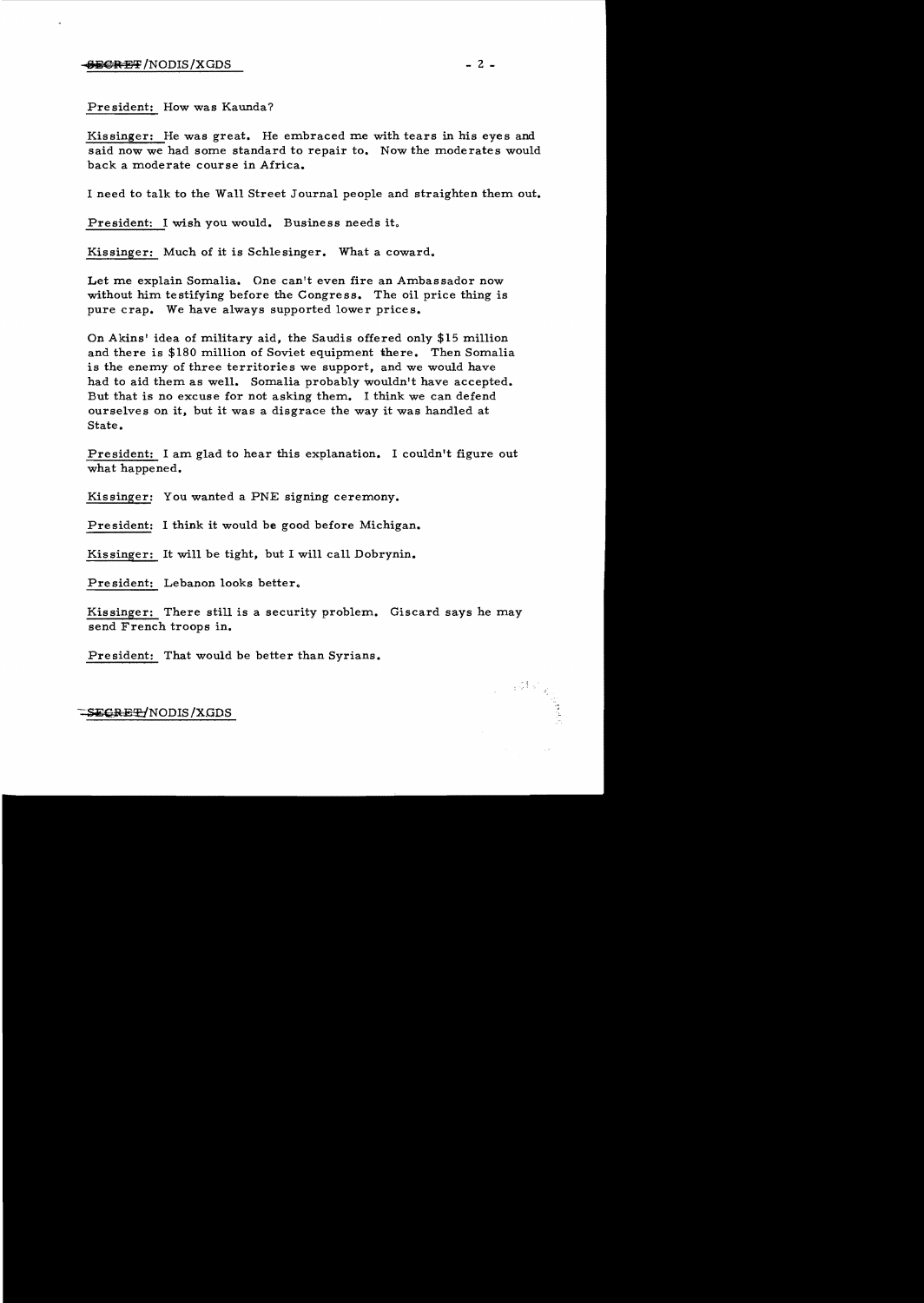President: How was Kaunda?

Kissinger: He was great. He embraced me with tears in his eyes and said now we had some standard to repair to. Now the moderates would back a moderate course in Africa.

I need to talk to the Wall Street Journal people and straighten them out.

President: I wish you would. Business needs it.

Kissinger: Much of it is Schlesinger. What a coward.

Let me explain Somalia. One can't even fire an Ambassador now without him testifying before the Congress. The oil price thing is pure crap. We have always supported lower prices.

On Akins' idea of military aid, the Saudis offered only $15 million and there is $180 million of Soviet equipment there. Then Somalia is the enemy of three territories we support, and we would have had to aid them as well. Somalia probably wouldn't have accepted. But that is no excuse for not asking them. I think we can defend ourselves on it, but it was a disgrace the way it was handled at State.

President: I am glad to hear this explanation. I couldn't figure out what happened.

Kissinger: You wanted a PNE signing ceremony.

President: I think it would be good before Michigan.

Kissinger: It will be tight, but I will call Dobrynin.

President: Lebanon looks better.

Kissinger: There still is a security problem. Giscard says he may send French troops in.

President: That would be better than Syrians.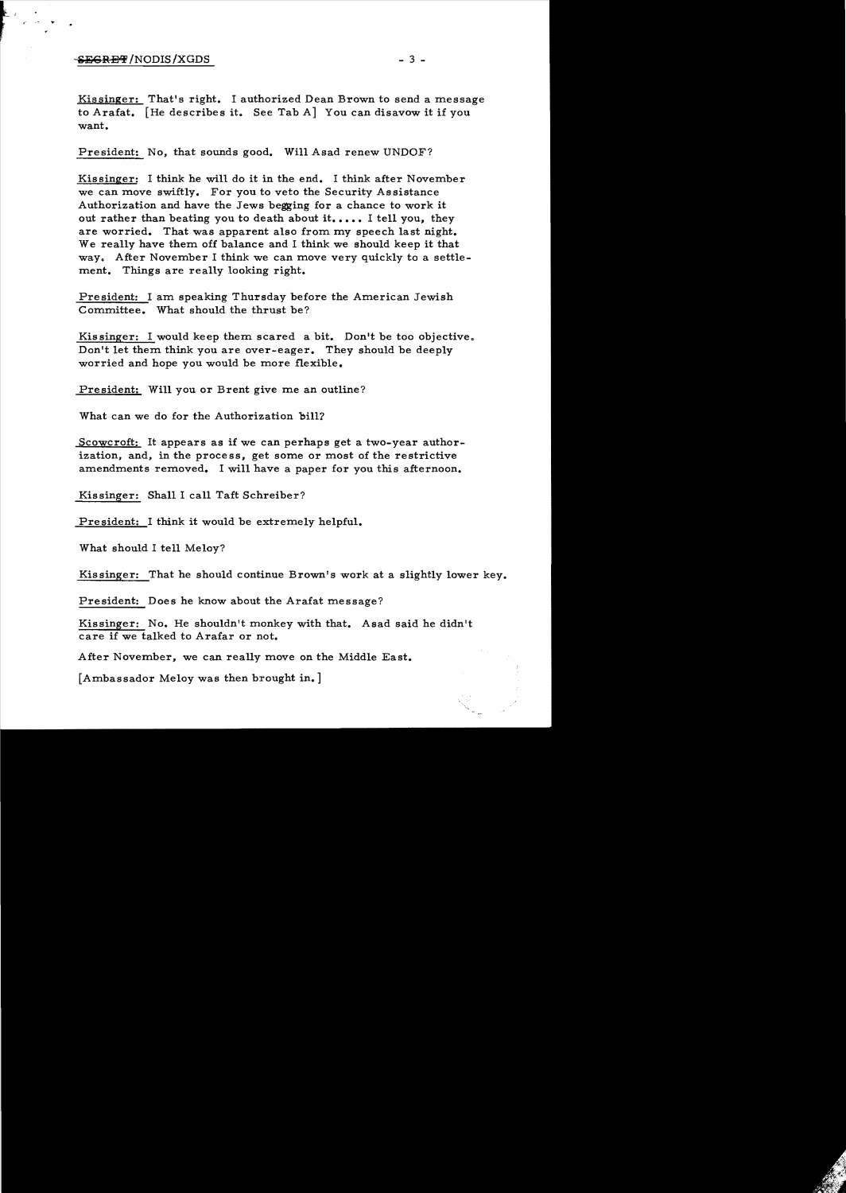Kissinger: That's right. I authorized Dean Brown to send a message to Arafat. [He describes it. See Tab A] You can disavow it if you want.

President: No, that sounds good. Will Asad renew UNDOF?

Kissinger: I think he will do it in the end. I think after November we can move swiftly. For you to veto the Security Assistance Authorization and have the Jews begging for a chance to work it out rather than beating you to death about it..... I tell you, they are worried. That was apparent also from my speech last night. We really have them off balance and I think we should keep it that way. After November I think we can move very quickly to a settlement. Things are really looking right.

President: I am speaking Thursday before the American Jewish Committee. What should the thrust be?

Kissinger: I would keep them scared a bit. Don't be too objective. Don't let them think you are over-eager. They should be deeply worried and hope you would be more flexible.

President: Will you or Brent give me an outline?

What can we do for the Authorization bill?

Scowcroft: It appears as if we can perhaps get a two-year authorization, and, in the process, get some or most of the restrictive amendments removed. I will have a paper for you this afternoon.

Kissinger: Shall I call Taft Schreiber?

President: I think it would be extremely helpful.

What should I tell Meloy?

Kissinger: That he should continue Brown's work at a slightly lower key.

President: Does he know about the Arafat message?

Kissinger: No. He shouldn't monkey with that. Asad said he didn't care if we talked to Arafar or not.

After November, we can really move on the Middle East.

[Ambassador Meloy was then brought in.]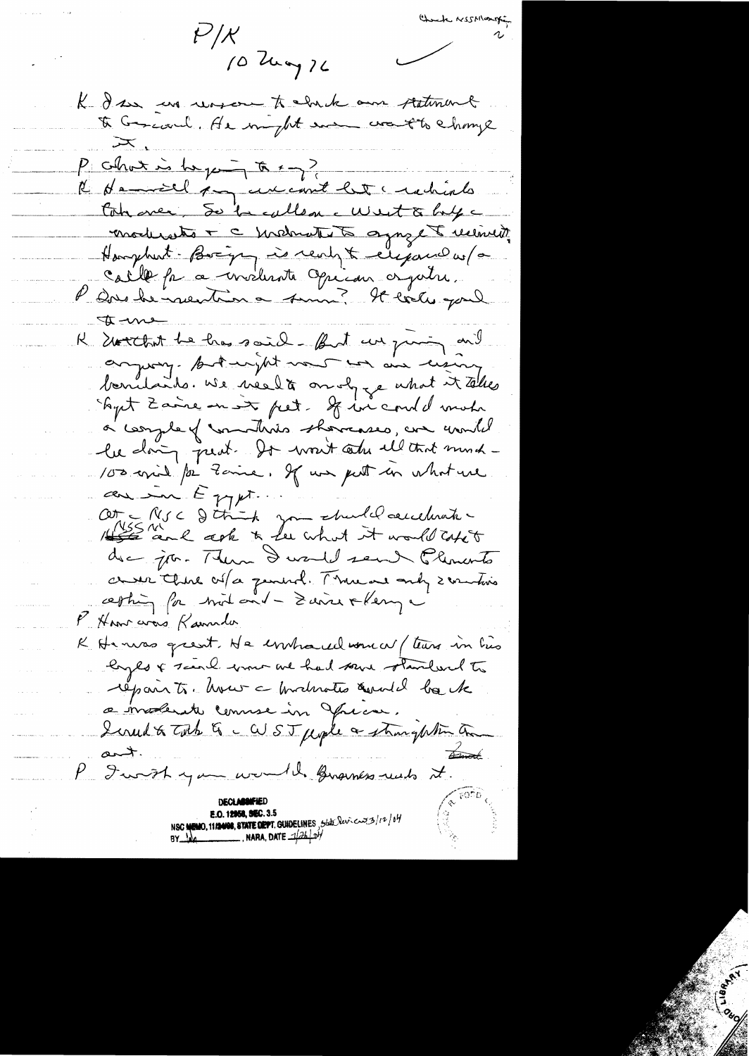P/K

10 May 76

Check NSSM on Afri—

K I see no reason to check our statement to Giscard. He might even want to change it.

P What is he going to say?

K Hamel says we can't let radicals take over. So he called in West to help moderates & the moderates to organize to resist. Houphouet-Boigny is ready to expand w/a call for a moderate African organization.

P Does he mention a summit? It looks good to me.

K Not that he has said. But we going ahead anyway. But right now we are using bandaids. We need to analyze what it takes to put Zaire on its feet. If we could make a couple of countries showcases, we would be doing great. It won't take all that much— 100 mil for Zaire. If we put in what we can in Egypt...

At NSC I think you should accelerate NSSM and ask to see what it would take to do job. Then I would send Clements over there w/a general. There are only 2 countries asking for mil aid— Zaire & Kenya.

P How was Kaunda

K He was great. He embraced me w/tears in his eyes & said now we had some standard to aspire to. Now the moderates would be back on a moderate course in Africa.

I need to talk to the WSJ people & straighten them out.

P I wish you would. Business needs it.

DECLASSIFIED
E.O. 12958, SEC. 3.5
NSC MEMO, 11/24/98, STATE DEPT. GUIDELINES, State Review 3/12/04
BY ___ , NARA, DATE 7/26/04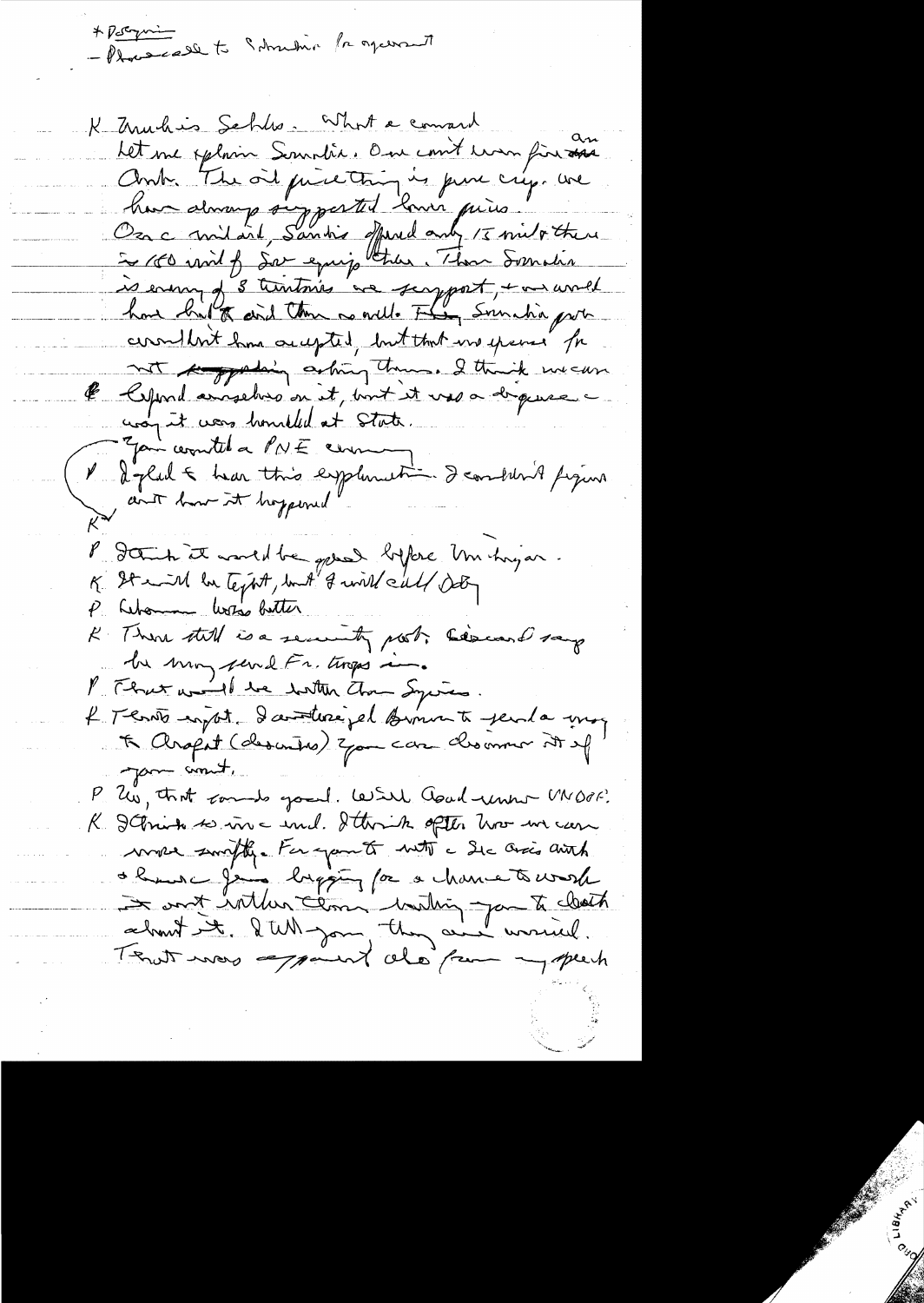* Dergurian
- Pleased to Schmidt for agreement

K Murphy's Schultz. What a coward
Let me explain Somalia. One can't win from an Amb. The oil price thing is pure crap. We have always supported lower prices.
On a mil aid, Soviets offered only 15 mil & there is 150 mil of Sov equip there. Then Somalia is enemy of 3 countries we support, & we would have hurt & and them as well. Then Somalia prob couldn't have accepted, but that no excuse for not supporting asking them. I think we can defend ourselves on it, but it was a disgrace a way it was handled at State.
You wanted a PNE cover
P I glad to hear this explanation. I couldn't figure out how it happened.
K
P I think it would be good before Van Luyen.
K It will be tough, but I will call Doby
P Cohen works better
K There still is a security pact. Giscard says he may send Fr. troops in.
P That would be better than Syrians.
K Tennis report. I authorized Brown to send a msg to Arafat (describes) You can disavow it if you want.
P No, that sounds good. Will deal under UNDOF.
K I think so in a week. I think after those we can move swiftly. For you to notify a Sec anxious with a leader of Jews begging for a chance to work it out rather than waiting you to clash about it. I tell you, they are worried.
That was apparent also from my speech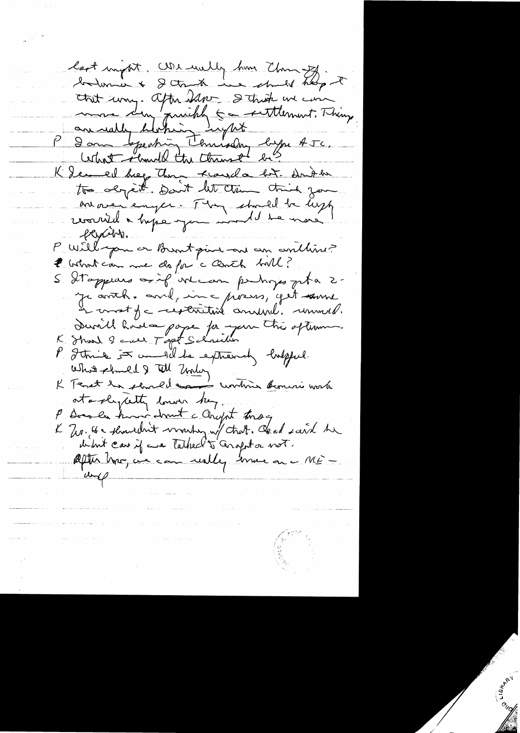last night. We really hurt them [?]. Solarin & I think we should keep it that way. After Moro I think we can move very quickly to a settlement. Things are really looking up.

P I am speaking Thursday before AJC. What should the thrust be?

K I would keep them tranquil but. Don't be too abject. Don't let them think you are over eager. They should be highly worried & hope you would be more forceful.

P Will you or Brent give me an outline?

P What can we do for c Anti-trust bill?

S It appears as if we can perhaps get a 2-yr anth. and, in a process, get some a wrst of c retroactive amend. removed. I will have a paper for you this afternoon.

K Should I call Toft Schreiber

P I think it would be extremely helpful. What should I tell Tinley

K Treat him should as working Dimnick work at a slightly lower key.

P Does he know about c Crapit thing

K No. He shouldn't monkey w/ that. Chad said he didn't care if we talked to Crapit or not.

After Moro, we can really move on c ME – way